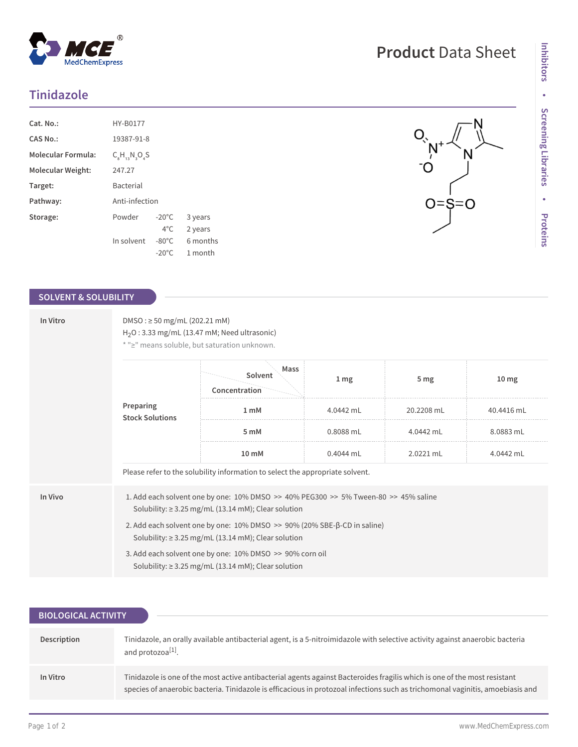# Tinidazole

Product Data Sheet

| | | | |
|---|---|---|---|
| **Cat. No.:** | HY-B0177 | | |
| **CAS No.:** | 19387-91-8 | | |
| **Molecular Formula:** | $C_8H_{13}N_3O_4S$ | | |
| **Molecular Weight:** | 247.27 | | |
| **Target:** | Bacterial | | |
| **Pathway:** | Anti-infection | | |
| **Storage:** | Powder | -20°C | 3 years |
| | | 4°C | 2 years |
| | In solvent | -80°C | 6 months |
| | | -20°C | 1 month |

## SOLVENT & SOLUBILITY

**In Vitro**

DMSO : ≥ 50 mg/mL (202.21 mM)

$H_2O$ : 3.33 mg/mL (13.47 mM; Need ultrasonic)

* "≥" means soluble, but saturation unknown.

| Preparing Stock Solutions | Solvent Mass / Concentration | 1 mg | 5 mg | 10 mg |
|---|---|---|---|---|
| | 1 mM | 4.0442 mL | 20.2208 mL | 40.4416 mL |
| | 5 mM | 0.8088 mL | 4.0442 mL | 8.0883 mL |
| | 10 mM | 0.4044 mL | 2.0221 mL | 4.0442 mL |

Please refer to the solubility information to select the appropriate solvent.

**In Vivo**

1. Add each solvent one by one: 10% DMSO >> 40% PEG300 >> 5% Tween-80 >> 45% saline
   Solubility: ≥ 3.25 mg/mL (13.14 mM); Clear solution
2. Add each solvent one by one: 10% DMSO >> 90% (20% SBE-β-CD in saline)
   Solubility: ≥ 3.25 mg/mL (13.14 mM); Clear solution
3. Add each solvent one by one: 10% DMSO >> 90% corn oil
   Solubility: ≥ 3.25 mg/mL (13.14 mM); Clear solution

## BIOLOGICAL ACTIVITY

**Description**

Tinidazole, an orally available antibacterial agent, is a 5-nitroimidazole with selective activity against anaerobic bacteria and protozoa[1].

**In Vitro**

Tinidazole is one of the most active antibacterial agents against Bacteroides fragilis which is one of the most resistant species of anaerobic bacteria. Tinidazole is efficacious in protozoal infections such as trichomonal vaginitis, amoebiasis and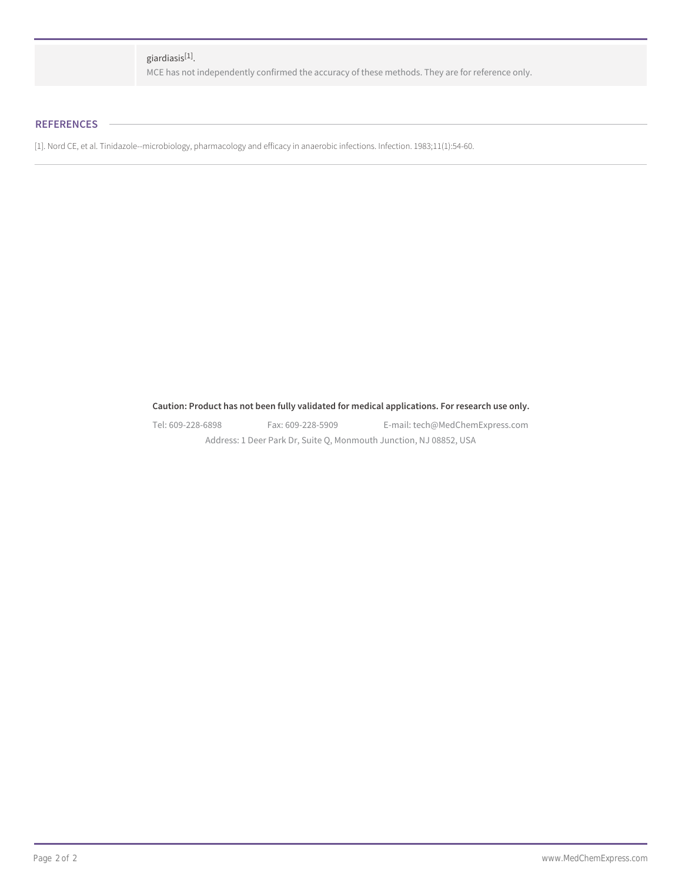giardiasis[1].

MCE has not independently confirmed the accuracy of these methods. They are for reference only.

## REFERENCES

[1]. Nord CE, et al. Tinidazole--microbiology, pharmacology and efficacy in anaerobic infections. Infection. 1983;11(1):54-60.

**Caution: Product has not been fully validated for medical applications. For research use only.**

Tel: 609-228-6898    Fax: 609-228-5909    E-mail: tech@MedChemExpress.com

Address: 1 Deer Park Dr, Suite Q, Monmouth Junction, NJ 08852, USA